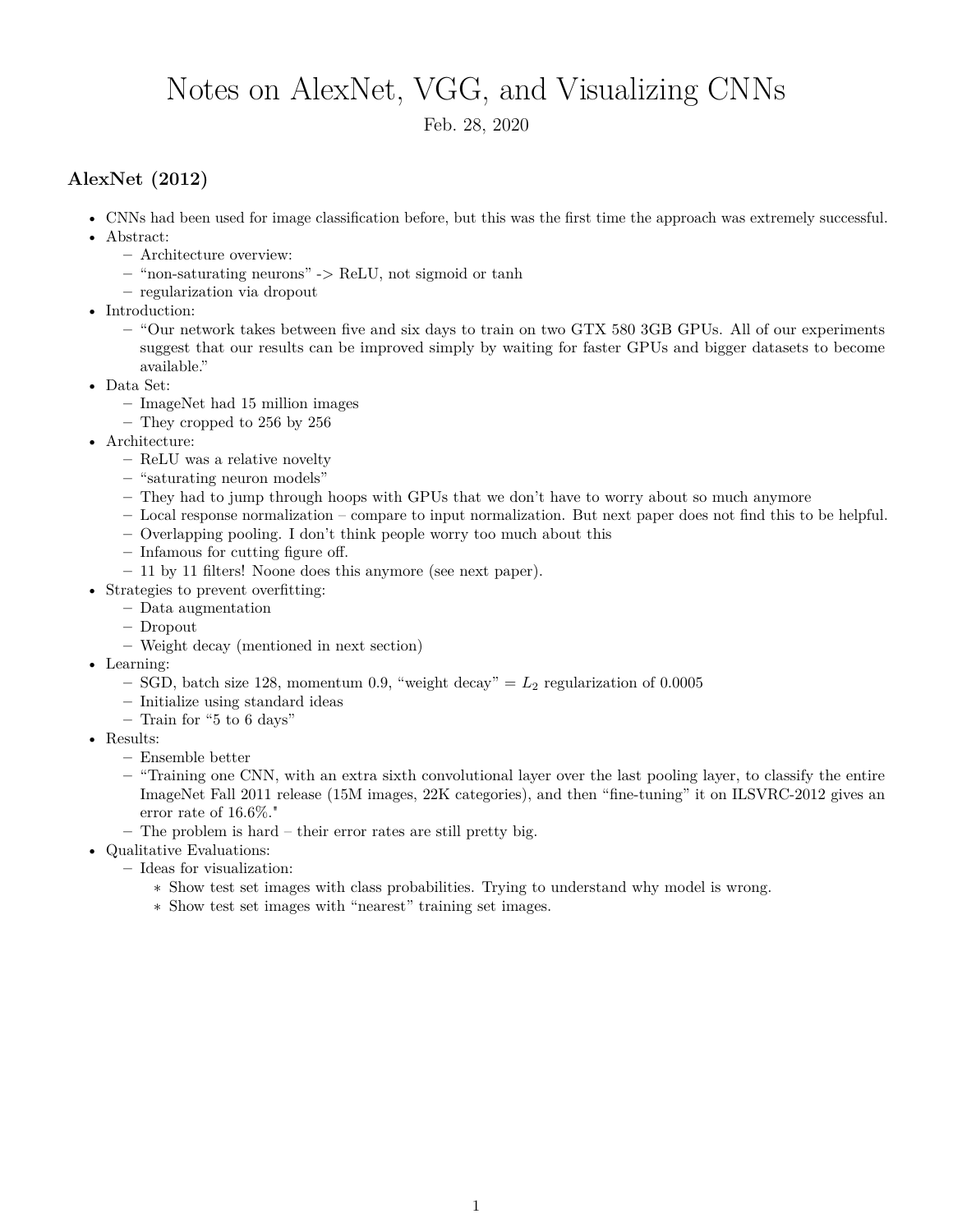# Notes on AlexNet, VGG, and Visualizing CNNs

Feb. 28, 2020

## AlexNet (2012)

- CNNs had been used for image classification before, but this was the first time the approach was extremely successful.
- Abstract:
  - Architecture overview:
  - "non-saturating neurons" -> ReLU, not sigmoid or tanh
  - regularization via dropout
- Introduction:
  - "Our network takes between five and six days to train on two GTX 580 3GB GPUs. All of our experiments suggest that our results can be improved simply by waiting for faster GPUs and bigger datasets to become available."
- Data Set:
  - ImageNet had 15 million images
  - They cropped to 256 by 256
- Architecture:
  - ReLU was a relative novelty
  - "saturating neuron models"
  - They had to jump through hoops with GPUs that we don't have to worry about so much anymore
  - Local response normalization – compare to input normalization. But next paper does not find this to be helpful.
  - Overlapping pooling. I don't think people worry too much about this
  - Infamous for cutting figure off.
  - 11 by 11 filters! Noone does this anymore (see next paper).
- Strategies to prevent overfitting:
  - Data augmentation
  - Dropout
  - Weight decay (mentioned in next section)
- Learning:
  - SGD, batch size 128, momentum 0.9, "weight decay" = $L_2$ regularization of 0.0005
  - Initialize using standard ideas
  - Train for "5 to 6 days"
- Results:
  - Ensemble better
  - "Training one CNN, with an extra sixth convolutional layer over the last pooling layer, to classify the entire ImageNet Fall 2011 release (15M images, 22K categories), and then "fine-tuning" it on ILSVRC-2012 gives an error rate of 16.6%."
  - The problem is hard – their error rates are still pretty big.
- Qualitative Evaluations:
  - Ideas for visualization:
    - Show test set images with class probabilities. Trying to understand why model is wrong.
    - Show test set images with "nearest" training set images.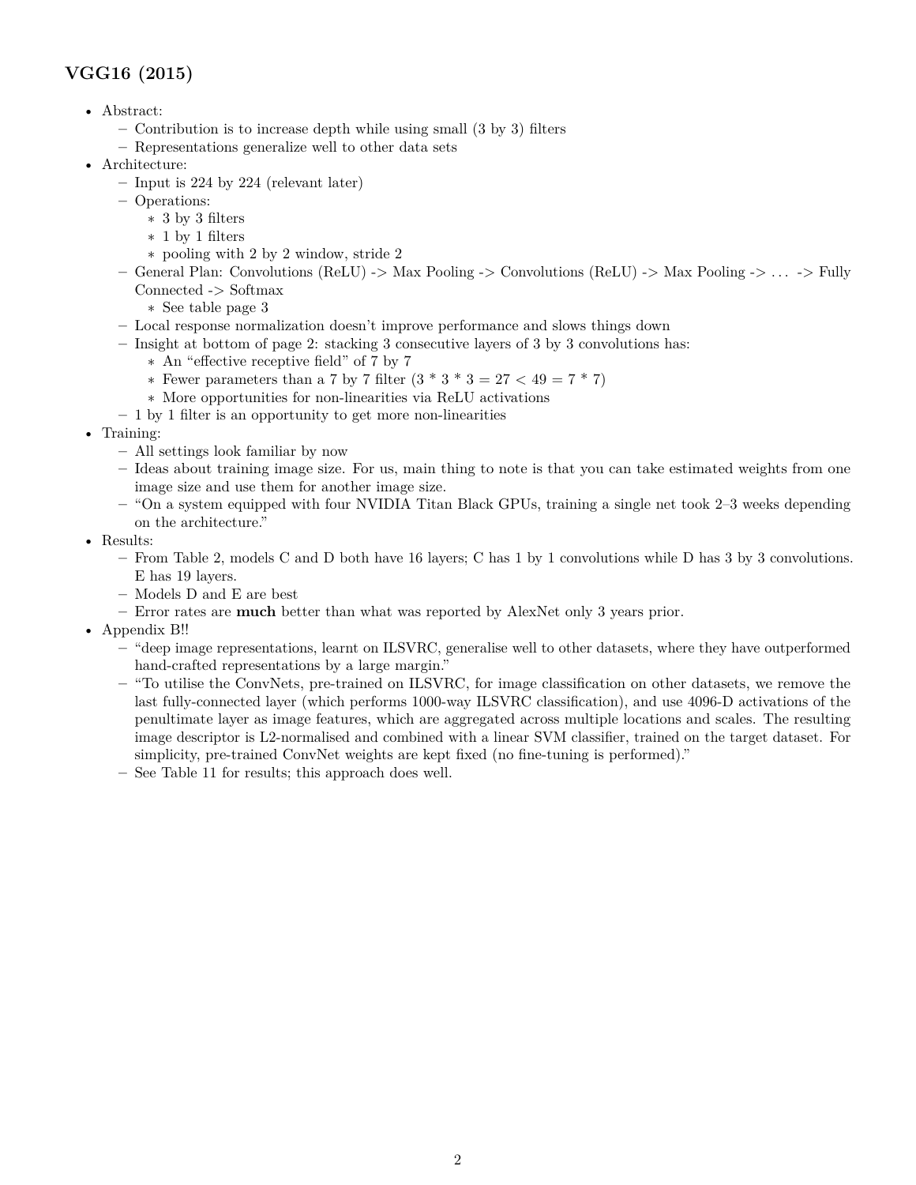### VGG16 (2015)

- Abstract:
  - Contribution is to increase depth while using small (3 by 3) filters
  - Representations generalize well to other data sets
- Architecture:
  - Input is 224 by 224 (relevant later)
  - Operations:
    - 3 by 3 filters
    - 1 by 1 filters
    - pooling with 2 by 2 window, stride 2
  - General Plan: Convolutions (ReLU) -> Max Pooling -> Convolutions (ReLU) -> Max Pooling -> … -> Fully Connected -> Softmax
    - See table page 3
  - Local response normalization doesn't improve performance and slows things down
  - Insight at bottom of page 2: stacking 3 consecutive layers of 3 by 3 convolutions has:
    - An "effective receptive field" of 7 by 7
    - Fewer parameters than a 7 by 7 filter ($3 * 3 * 3 = 27 < 49 = 7 * 7$)
    - More opportunities for non-linearities via ReLU activations
  - 1 by 1 filter is an opportunity to get more non-linearities
- Training:
  - All settings look familiar by now
  - Ideas about training image size. For us, main thing to note is that you can take estimated weights from one image size and use them for another image size.
  - "On a system equipped with four NVIDIA Titan Black GPUs, training a single net took 2–3 weeks depending on the architecture."
- Results:
  - From Table 2, models C and D both have 16 layers; C has 1 by 1 convolutions while D has 3 by 3 convolutions. E has 19 layers.
  - Models D and E are best
  - Error rates are **much** better than what was reported by AlexNet only 3 years prior.
- Appendix B!!
  - "deep image representations, learnt on ILSVRC, generalise well to other datasets, where they have outperformed hand-crafted representations by a large margin."
  - "To utilise the ConvNets, pre-trained on ILSVRC, for image classification on other datasets, we remove the last fully-connected layer (which performs 1000-way ILSVRC classification), and use 4096-D activations of the penultimate layer as image features, which are aggregated across multiple locations and scales. The resulting image descriptor is L2-normalised and combined with a linear SVM classifier, trained on the target dataset. For simplicity, pre-trained ConvNet weights are kept fixed (no fine-tuning is performed)."
  - See Table 11 for results; this approach does well.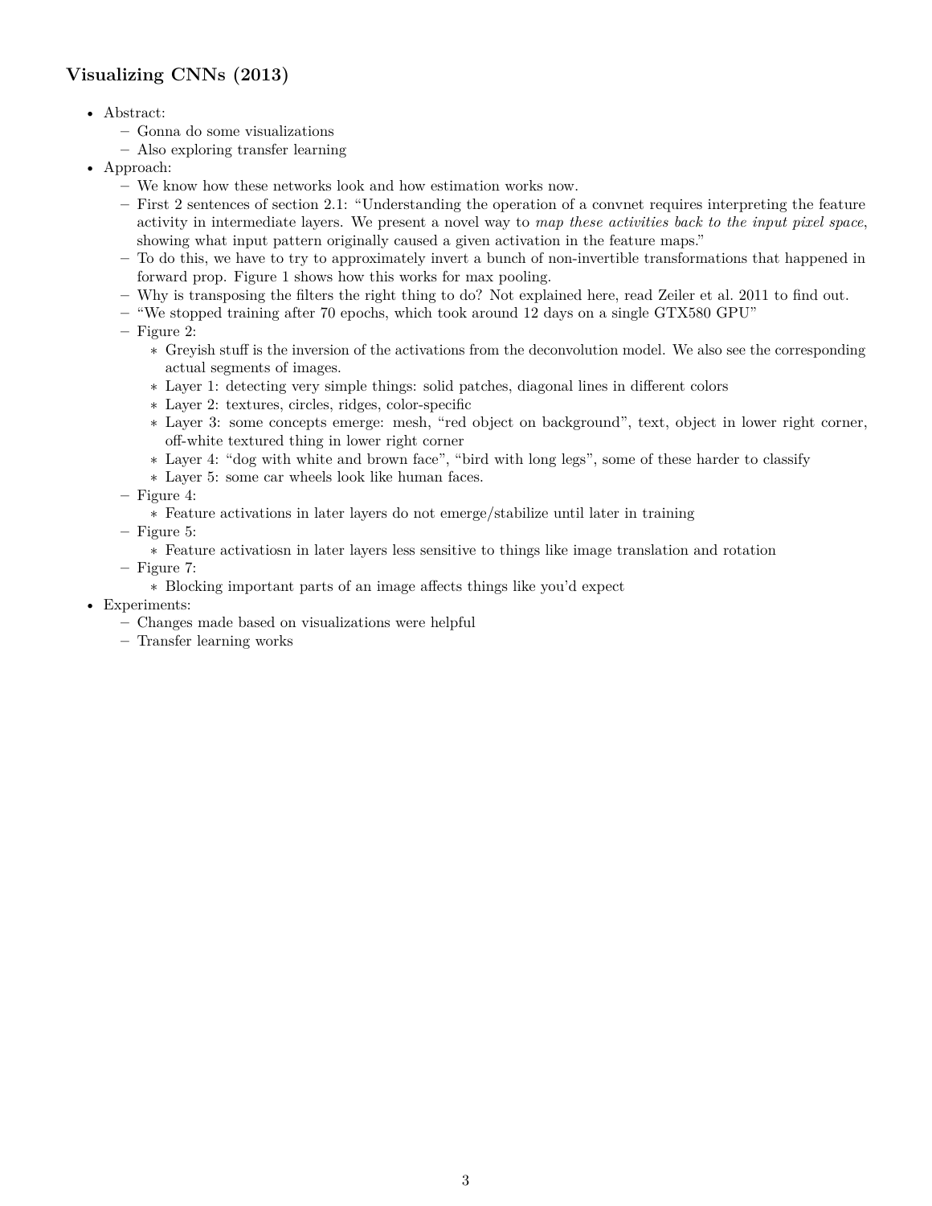### Visualizing CNNs (2013)

- Abstract:
  - Gonna do some visualizations
  - Also exploring transfer learning
- Approach:
  - We know how these networks look and how estimation works now.
  - First 2 sentences of section 2.1: "Understanding the operation of a convnet requires interpreting the feature activity in intermediate layers. We present a novel way to *map these activities back to the input pixel space*, showing what input pattern originally caused a given activation in the feature maps."
  - To do this, we have to try to approximately invert a bunch of non-invertible transformations that happened in forward prop. Figure 1 shows how this works for max pooling.
  - Why is transposing the filters the right thing to do? Not explained here, read Zeiler et al. 2011 to find out.
  - "We stopped training after 70 epochs, which took around 12 days on a single GTX580 GPU"
  - Figure 2:
    - Greyish stuff is the inversion of the activations from the deconvolution model. We also see the corresponding actual segments of images.
    - Layer 1: detecting very simple things: solid patches, diagonal lines in different colors
    - Layer 2: textures, circles, ridges, color-specific
    - Layer 3: some concepts emerge: mesh, "red object on background", text, object in lower right corner, off-white textured thing in lower right corner
    - Layer 4: "dog with white and brown face", "bird with long legs", some of these harder to classify
    - Layer 5: some car wheels look like human faces.
  - Figure 4:
    - Feature activations in later layers do not emerge/stabilize until later in training
  - Figure 5:
    - Feature activatiosn in later layers less sensitive to things like image translation and rotation
  - Figure 7:
    - Blocking important parts of an image affects things like you'd expect
- Experiments:
  - Changes made based on visualizations were helpful
  - Transfer learning works